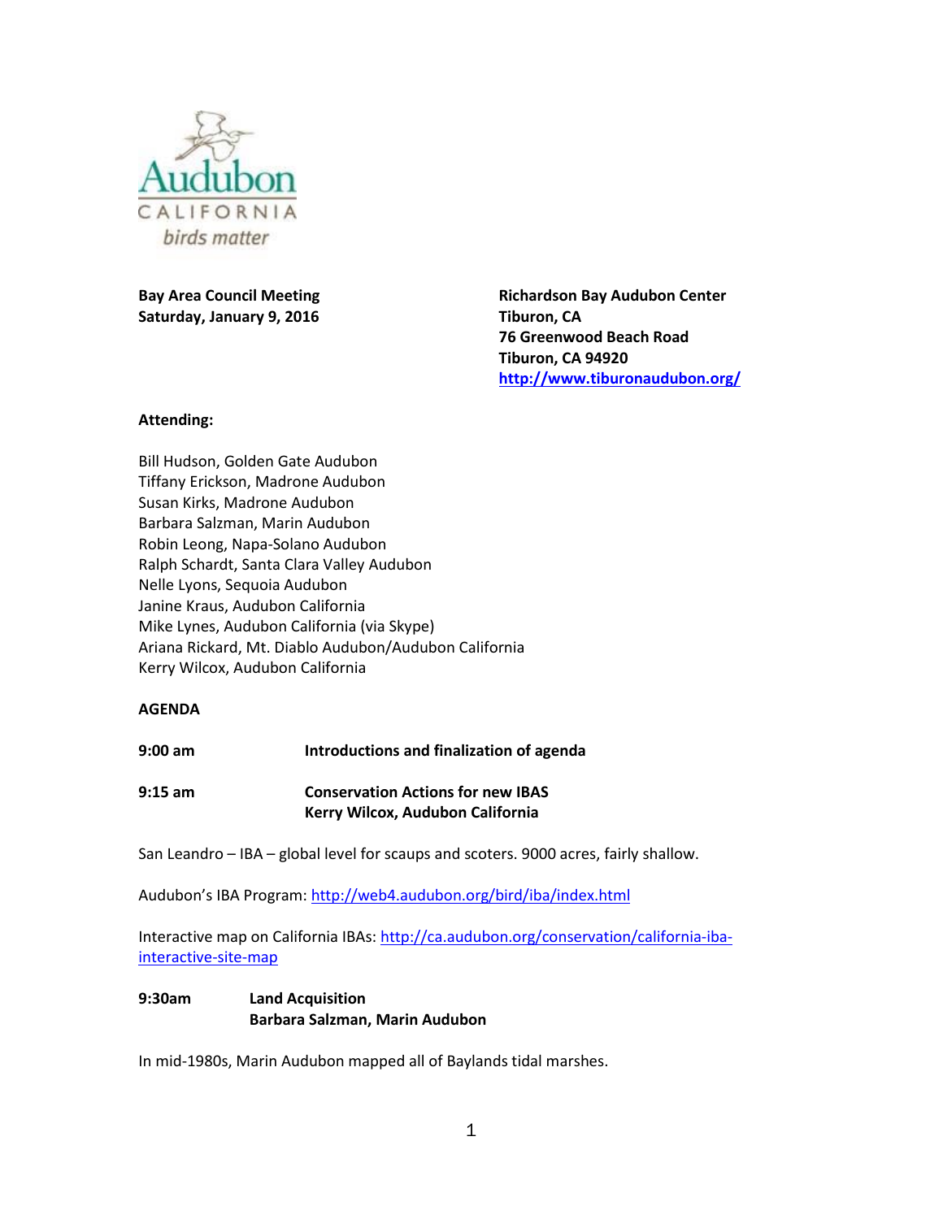Bay Area Council Meeting
Saturday, January 9, 2016

Richardson Bay Audubon Center
Tiburon, CA
76 Greenwood Beach Road
Tiburon, CA 94920
http://www.tiburonaudubon.org/

**Attending:**

Bill Hudson, Golden Gate Audubon
Tiffany Erickson, Madrone Audubon
Susan Kirks, Madrone Audubon
Barbara Salzman, Marin Audubon
Robin Leong, Napa-Solano Audubon
Ralph Schardt, Santa Clara Valley Audubon
Nelle Lyons, Sequoia Audubon
Janine Kraus, Audubon California
Mike Lynes, Audubon California (via Skype)
Ariana Rickard, Mt. Diablo Audubon/Audubon California
Kerry Wilcox, Audubon California

**AGENDA**

**9:00 am** **Introductions and finalization of agenda**

**9:15 am** **Conservation Actions for new IBAS**
**Kerry Wilcox, Audubon California**

San Leandro – IBA – global level for scaups and scoters. 9000 acres, fairly shallow.

Audubon's IBA Program: http://web4.audubon.org/bird/iba/index.html

Interactive map on California IBAs: http://ca.audubon.org/conservation/california-iba-interactive-site-map

**9:30am** **Land Acquisition**
**Barbara Salzman, Marin Audubon**

In mid-1980s, Marin Audubon mapped all of Baylands tidal marshes.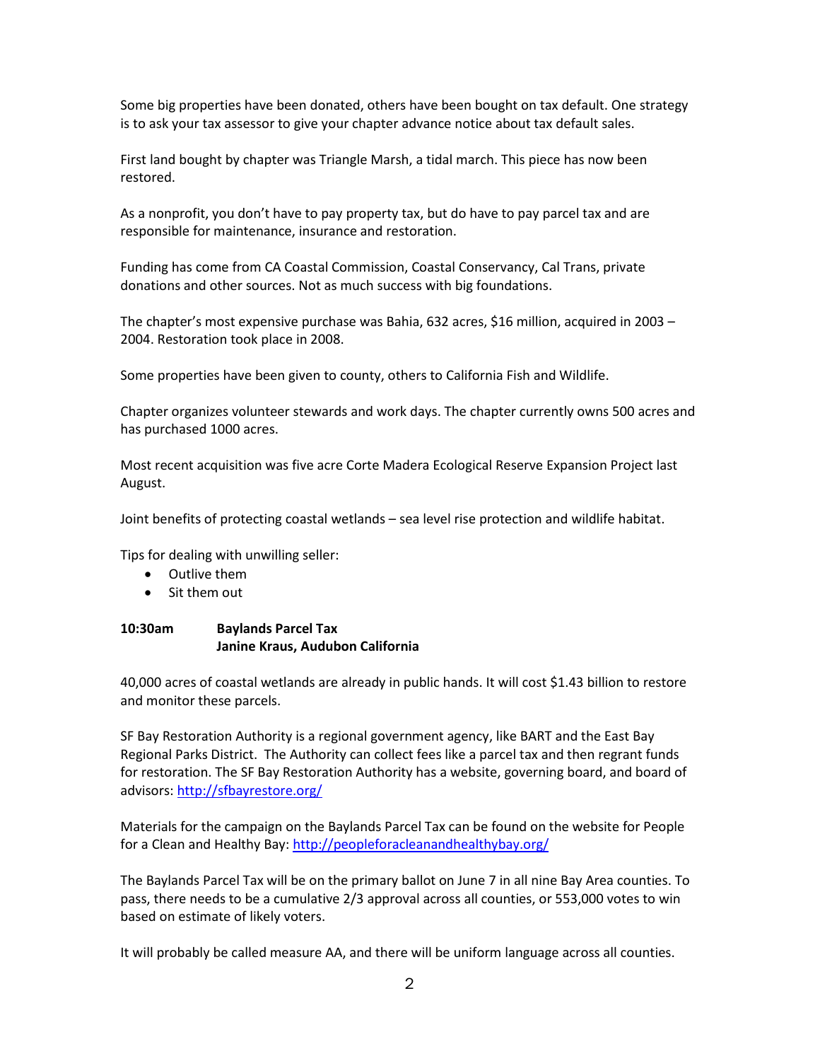Some big properties have been donated, others have been bought on tax default. One strategy is to ask your tax assessor to give your chapter advance notice about tax default sales.

First land bought by chapter was Triangle Marsh, a tidal march. This piece has now been restored.

As a nonprofit, you don't have to pay property tax, but do have to pay parcel tax and are responsible for maintenance, insurance and restoration.

Funding has come from CA Coastal Commission, Coastal Conservancy, Cal Trans, private donations and other sources. Not as much success with big foundations.

The chapter's most expensive purchase was Bahia, 632 acres, $16 million, acquired in 2003 – 2004. Restoration took place in 2008.

Some properties have been given to county, others to California Fish and Wildlife.

Chapter organizes volunteer stewards and work days. The chapter currently owns 500 acres and has purchased 1000 acres.

Most recent acquisition was five acre Corte Madera Ecological Reserve Expansion Project last August.

Joint benefits of protecting coastal wetlands – sea level rise protection and wildlife habitat.

Tips for dealing with unwilling seller:

- Outlive them
- Sit them out

**10:30am Baylands Parcel Tax**
**Janine Kraus, Audubon California**

40,000 acres of coastal wetlands are already in public hands. It will cost $1.43 billion to restore and monitor these parcels.

SF Bay Restoration Authority is a regional government agency, like BART and the East Bay Regional Parks District. The Authority can collect fees like a parcel tax and then regrant funds for restoration. The SF Bay Restoration Authority has a website, governing board, and board of advisors: http://sfbayrestore.org/

Materials for the campaign on the Baylands Parcel Tax can be found on the website for People for a Clean and Healthy Bay: http://peopleforacleanandhealthybay.org/

The Baylands Parcel Tax will be on the primary ballot on June 7 in all nine Bay Area counties. To pass, there needs to be a cumulative 2/3 approval across all counties, or 553,000 votes to win based on estimate of likely voters.

It will probably be called measure AA, and there will be uniform language across all counties.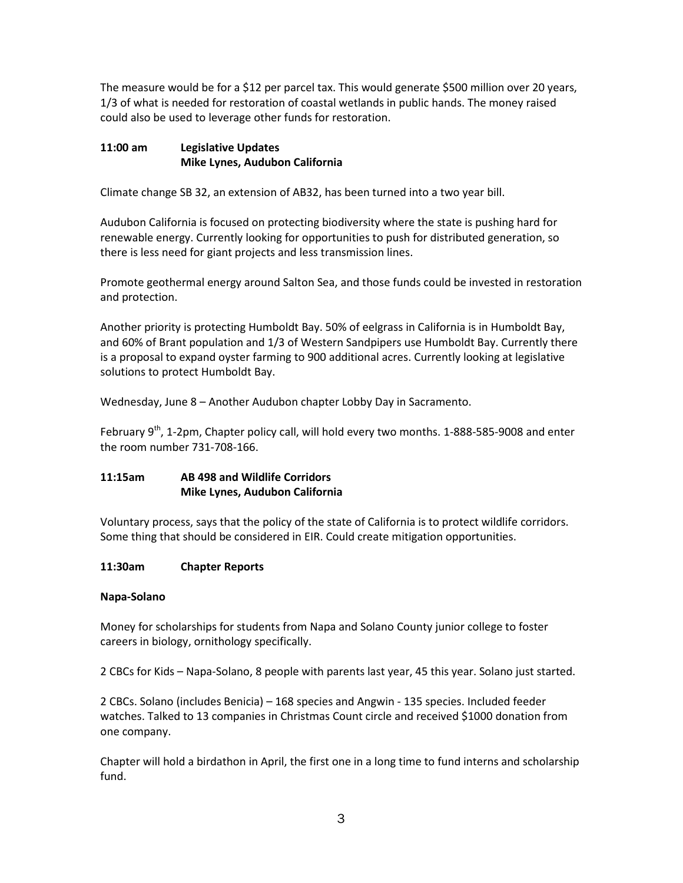The measure would be for a $12 per parcel tax. This would generate $500 million over 20 years, 1/3 of what is needed for restoration of coastal wetlands in public hands. The money raised could also be used to leverage other funds for restoration.

**11:00 am Legislative Updates**
**Mike Lynes, Audubon California**

Climate change SB 32, an extension of AB32, has been turned into a two year bill.

Audubon California is focused on protecting biodiversity where the state is pushing hard for renewable energy. Currently looking for opportunities to push for distributed generation, so there is less need for giant projects and less transmission lines.

Promote geothermal energy around Salton Sea, and those funds could be invested in restoration and protection.

Another priority is protecting Humboldt Bay. 50% of eelgrass in California is in Humboldt Bay, and 60% of Brant population and 1/3 of Western Sandpipers use Humboldt Bay. Currently there is a proposal to expand oyster farming to 900 additional acres. Currently looking at legislative solutions to protect Humboldt Bay.

Wednesday, June 8 – Another Audubon chapter Lobby Day in Sacramento.

February 9th, 1-2pm, Chapter policy call, will hold every two months. 1-888-585-9008 and enter the room number 731-708-166.

**11:15am AB 498 and Wildlife Corridors**
**Mike Lynes, Audubon California**

Voluntary process, says that the policy of the state of California is to protect wildlife corridors. Some thing that should be considered in EIR. Could create mitigation opportunities.

**11:30am Chapter Reports**

**Napa-Solano**

Money for scholarships for students from Napa and Solano County junior college to foster careers in biology, ornithology specifically.

2 CBCs for Kids – Napa-Solano, 8 people with parents last year, 45 this year. Solano just started.

2 CBCs. Solano (includes Benicia) – 168 species and Angwin - 135 species. Included feeder watches. Talked to 13 companies in Christmas Count circle and received $1000 donation from one company.

Chapter will hold a birdathon in April, the first one in a long time to fund interns and scholarship fund.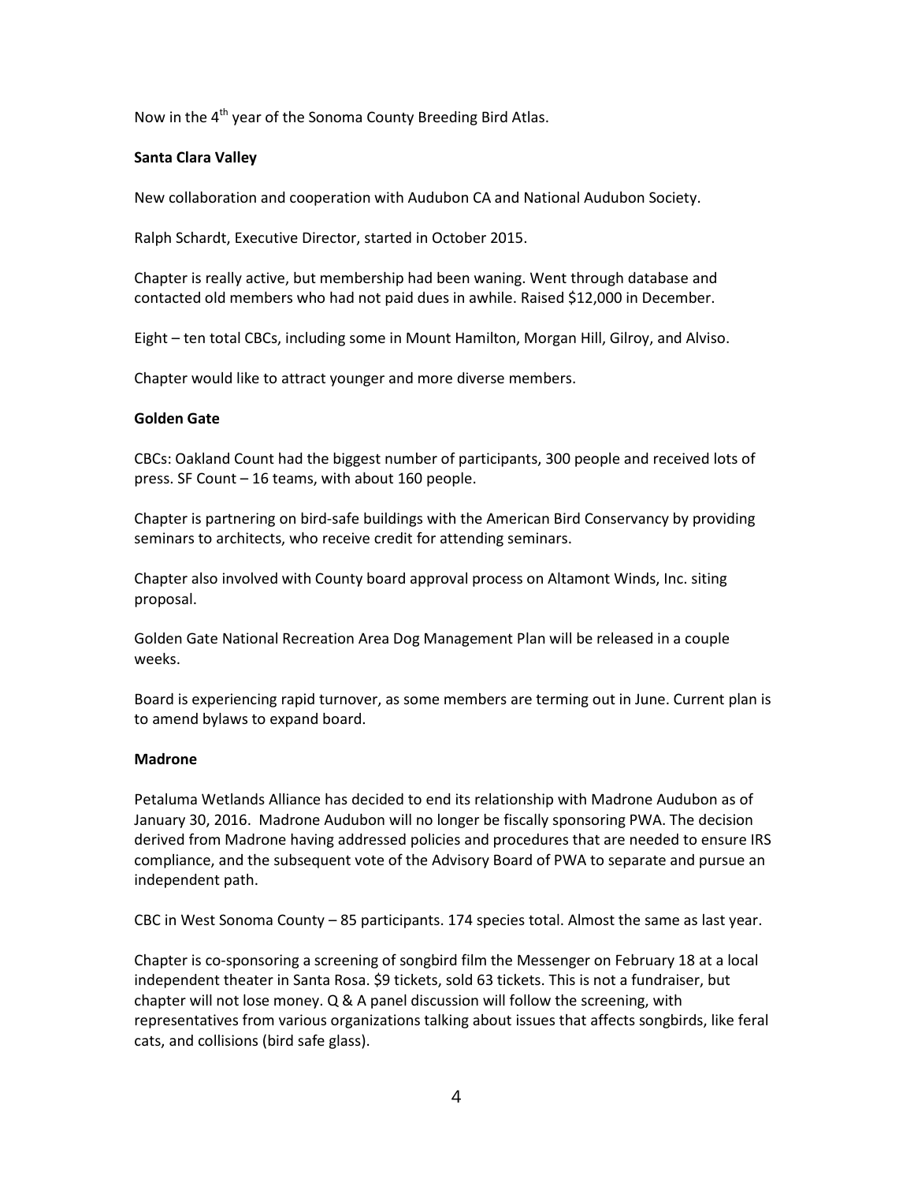Now in the 4th year of the Sonoma County Breeding Bird Atlas.

**Santa Clara Valley**

New collaboration and cooperation with Audubon CA and National Audubon Society.

Ralph Schardt, Executive Director, started in October 2015.

Chapter is really active, but membership had been waning. Went through database and contacted old members who had not paid dues in awhile. Raised $12,000 in December.

Eight – ten total CBCs, including some in Mount Hamilton, Morgan Hill, Gilroy, and Alviso.

Chapter would like to attract younger and more diverse members.

**Golden Gate**

CBCs: Oakland Count had the biggest number of participants, 300 people and received lots of press. SF Count – 16 teams, with about 160 people.

Chapter is partnering on bird-safe buildings with the American Bird Conservancy by providing seminars to architects, who receive credit for attending seminars.

Chapter also involved with County board approval process on Altamont Winds, Inc. siting proposal.

Golden Gate National Recreation Area Dog Management Plan will be released in a couple weeks.

Board is experiencing rapid turnover, as some members are terming out in June. Current plan is to amend bylaws to expand board.

**Madrone**

Petaluma Wetlands Alliance has decided to end its relationship with Madrone Audubon as of January 30, 2016. Madrone Audubon will no longer be fiscally sponsoring PWA. The decision derived from Madrone having addressed policies and procedures that are needed to ensure IRS compliance, and the subsequent vote of the Advisory Board of PWA to separate and pursue an independent path.

CBC in West Sonoma County – 85 participants. 174 species total. Almost the same as last year.

Chapter is co-sponsoring a screening of songbird film the Messenger on February 18 at a local independent theater in Santa Rosa. $9 tickets, sold 63 tickets. This is not a fundraiser, but chapter will not lose money. Q & A panel discussion will follow the screening, with representatives from various organizations talking about issues that affects songbirds, like feral cats, and collisions (bird safe glass).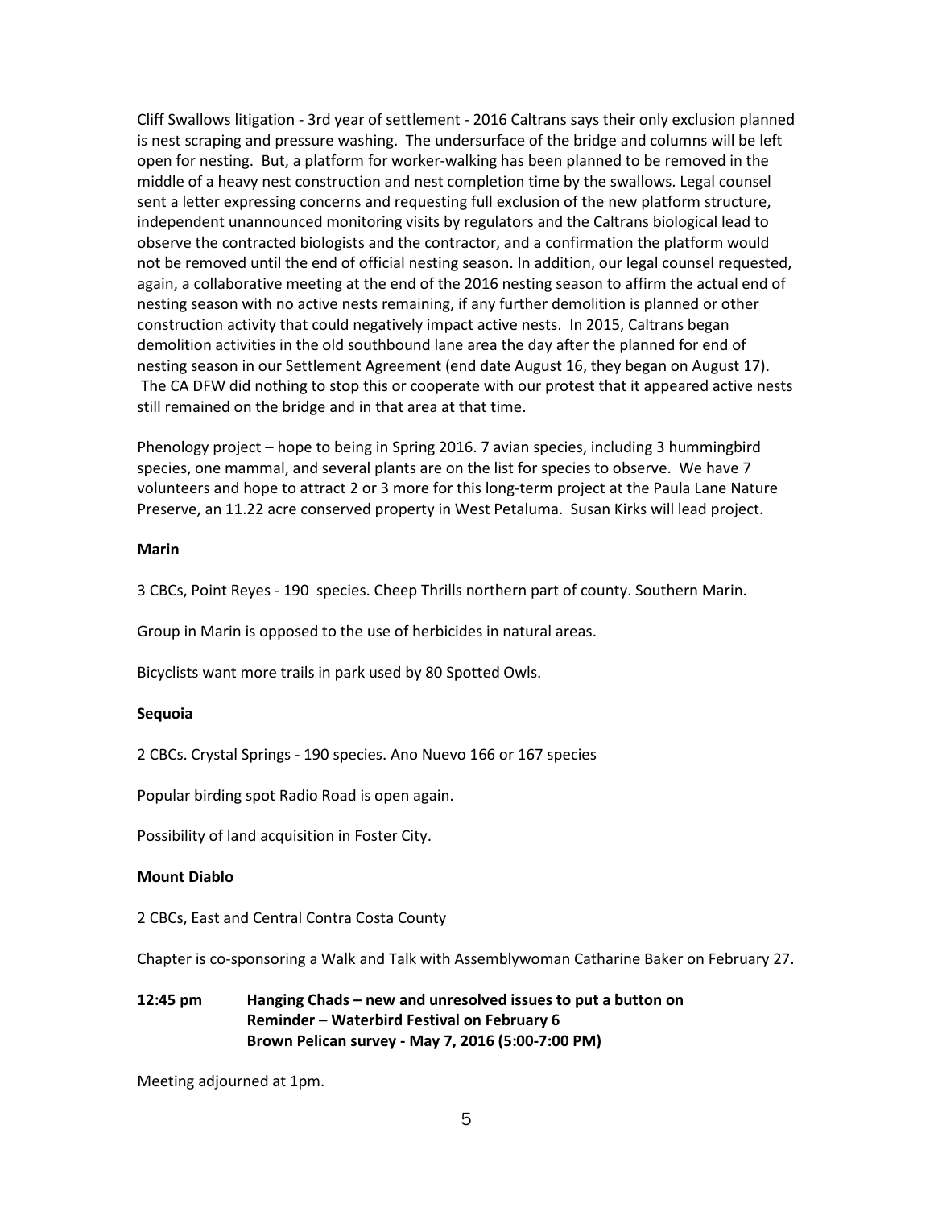Cliff Swallows litigation - 3rd year of settlement - 2016 Caltrans says their only exclusion planned is nest scraping and pressure washing. The undersurface of the bridge and columns will be left open for nesting. But, a platform for worker-walking has been planned to be removed in the middle of a heavy nest construction and nest completion time by the swallows. Legal counsel sent a letter expressing concerns and requesting full exclusion of the new platform structure, independent unannounced monitoring visits by regulators and the Caltrans biological lead to observe the contracted biologists and the contractor, and a confirmation the platform would not be removed until the end of official nesting season. In addition, our legal counsel requested, again, a collaborative meeting at the end of the 2016 nesting season to affirm the actual end of nesting season with no active nests remaining, if any further demolition is planned or other construction activity that could negatively impact active nests. In 2015, Caltrans began demolition activities in the old southbound lane area the day after the planned for end of nesting season in our Settlement Agreement (end date August 16, they began on August 17). The CA DFW did nothing to stop this or cooperate with our protest that it appeared active nests still remained on the bridge and in that area at that time.

Phenology project – hope to being in Spring 2016. 7 avian species, including 3 hummingbird species, one mammal, and several plants are on the list for species to observe. We have 7 volunteers and hope to attract 2 or 3 more for this long-term project at the Paula Lane Nature Preserve, an 11.22 acre conserved property in West Petaluma. Susan Kirks will lead project.

**Marin**

3 CBCs, Point Reyes - 190 species. Cheep Thrills northern part of county. Southern Marin.

Group in Marin is opposed to the use of herbicides in natural areas.

Bicyclists want more trails in park used by 80 Spotted Owls.

**Sequoia**

2 CBCs. Crystal Springs - 190 species. Ano Nuevo 166 or 167 species

Popular birding spot Radio Road is open again.

Possibility of land acquisition in Foster City.

**Mount Diablo**

2 CBCs, East and Central Contra Costa County

Chapter is co-sponsoring a Walk and Talk with Assemblywoman Catharine Baker on February 27.

**12:45 pm Hanging Chads – new and unresolved issues to put a button on**
**Reminder – Waterbird Festival on February 6**
**Brown Pelican survey - May 7, 2016 (5:00-7:00 PM)**

Meeting adjourned at 1pm.